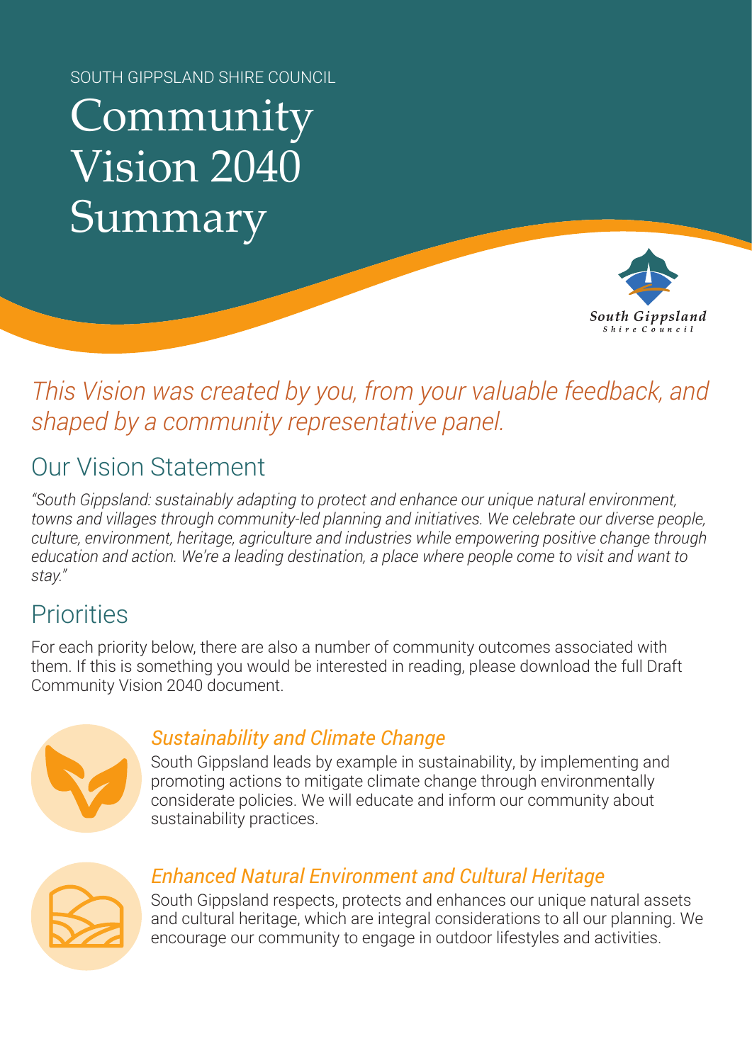SOUTH GIPPSLAND SHIRE COUNCIL

# Community Vision 2040 Summary

*This Vision was created by you, from your valuable feedback, and shaped by a community representative panel.*

## Our Vision Statement

*"South Gippsland: sustainably adapting to protect and enhance our unique natural environment, towns and villages through community-led planning and initiatives. We celebrate our diverse people, culture, environment, heritage, agriculture and industries while empowering positive change through education and action. We're a leading destination, a place where people come to visit and want to stay."*

## Priorities

For each priority below, there are also a number of community outcomes associated with them. If this is something you would be interested in reading, please download the full Draft Community Vision 2040 document.

### *Sustainability and Climate Change*

South Gippsland leads by example in sustainability, by implementing and promoting actions to mitigate climate change through environmentally considerate policies. We will educate and inform our community about sustainability practices.

### *Enhanced Natural Environment and Cultural Heritage*

South Gippsland respects, protects and enhances our unique natural assets and cultural heritage, which are integral considerations to all our planning. We encourage our community to engage in outdoor lifestyles and activities.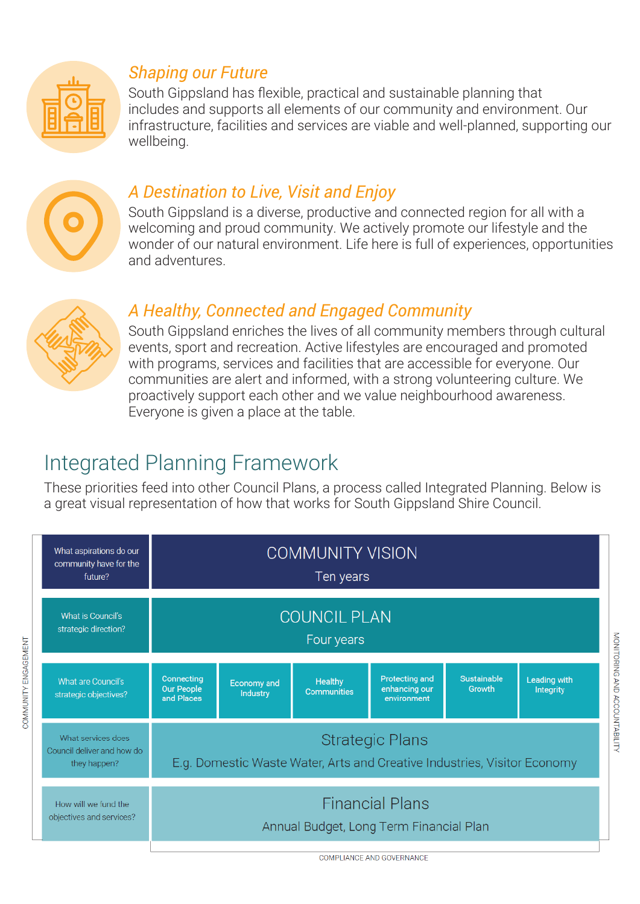### *Shaping our Future*

South Gippsland has flexible, practical and sustainable planning that includes and supports all elements of our community and environment. Our infrastructure, facilities and services are viable and well-planned, supporting our wellbeing.

### *A Destination to Live, Visit and Enjoy*

South Gippsland is a diverse, productive and connected region for all with a welcoming and proud community. We actively promote our lifestyle and the wonder of our natural environment. Life here is full of experiences, opportunities and adventures.

### *A Healthy, Connected and Engaged Community*

South Gippsland enriches the lives of all community members through cultural events, sport and recreation. Active lifestyles are encouraged and promoted with programs, services and facilities that are accessible for everyone. Our communities are alert and informed, with a strong volunteering culture. We proactively support each other and we value neighbourhood awareness. Everyone is given a place at the table.

## Integrated Planning Framework

These priorities feed into other Council Plans, a process called Integrated Planning. Below is a great visual representation of how that works for South Gippsland Shire Council.

COMMUNITY ENGAGEMENT

| | | | | | | |
|---|---|---|---|---|---|---|
| What aspirations do our community have for the future? | COMMUNITY VISION<br>Ten years | | | | | |
| What is Council's strategic direction? | COUNCIL PLAN<br>Four years | | | | | |
| What are Council's strategic objectives? | Connecting Our People and Places | Economy and Industry | Healthy Communities | Protecting and enhancing our environment | Sustainable Growth | Leading with Integrity |
| What services does Council deliver and how do they happen? | Strategic Plans<br>E.g. Domestic Waste Water, Arts and Creative Industries, Visitor Economy | | | | | |
| How will we fund the objectives and services? | Financial Plans<br>Annual Budget, Long Term Financial Plan | | | | | |

MONITORING AND ACCOUNTABILITY

COMPLIANCE AND GOVERNANCE